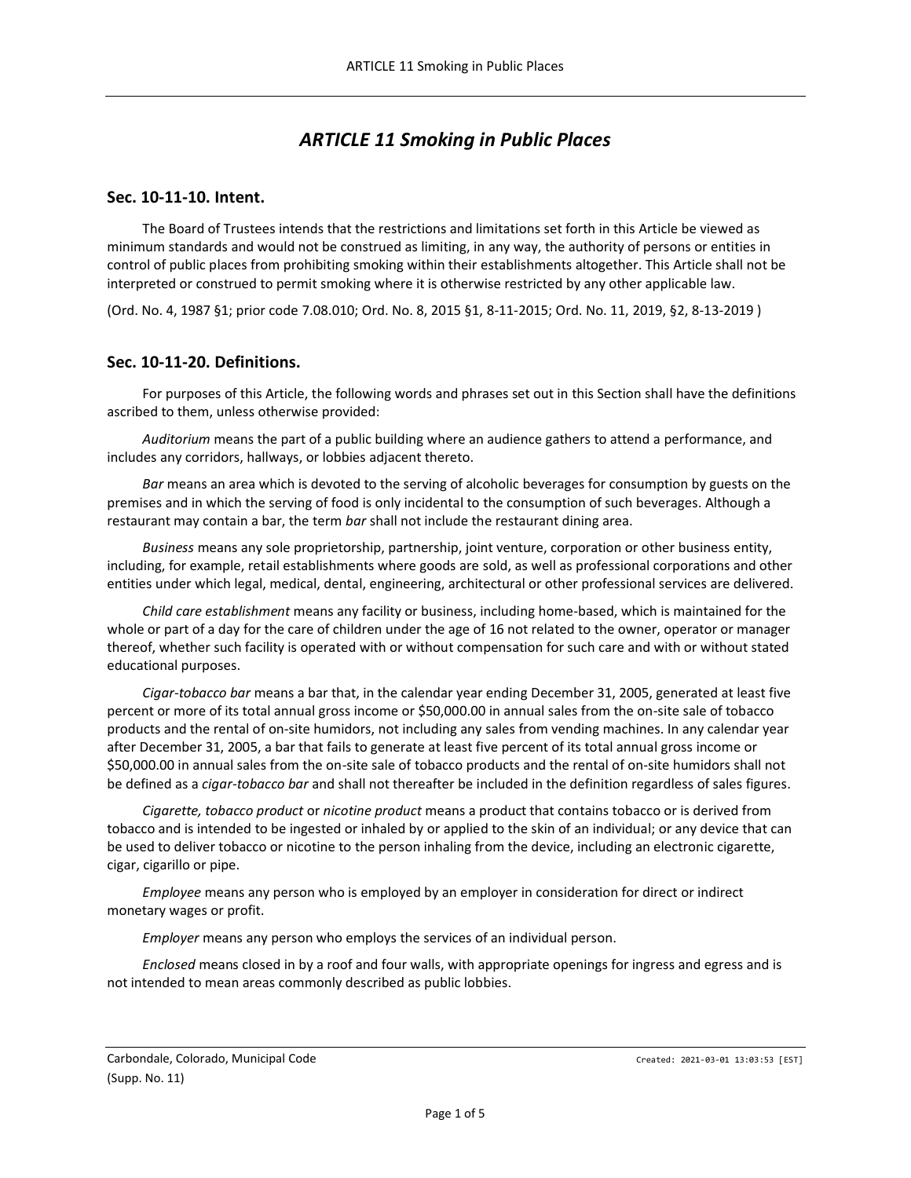# *ARTICLE 11 Smoking in Public Places*

## Sec. 10-11-10. Intent.

The Board of Trustees intends that the restrictions and limitations set forth in this Article be viewed as minimum standards and would not be construed as limiting, in any way, the authority of persons or entities in control of public places from prohibiting smoking within their establishments altogether. This Article shall not be interpreted or construed to permit smoking where it is otherwise restricted by any other applicable law.

(Ord. No. 4, 1987 §1; prior code 7.08.010; Ord. No. 8, 2015 §1, 8-11-2015; Ord. No. 11, 2019, §2, 8-13-2019 )

## Sec. 10-11-20. Definitions.

For purposes of this Article, the following words and phrases set out in this Section shall have the definitions ascribed to them, unless otherwise provided:

*Auditorium* means the part of a public building where an audience gathers to attend a performance, and includes any corridors, hallways, or lobbies adjacent thereto.

*Bar* means an area which is devoted to the serving of alcoholic beverages for consumption by guests on the premises and in which the serving of food is only incidental to the consumption of such beverages. Although a restaurant may contain a bar, the term *bar* shall not include the restaurant dining area.

*Business* means any sole proprietorship, partnership, joint venture, corporation or other business entity, including, for example, retail establishments where goods are sold, as well as professional corporations and other entities under which legal, medical, dental, engineering, architectural or other professional services are delivered.

*Child care establishment* means any facility or business, including home-based, which is maintained for the whole or part of a day for the care of children under the age of 16 not related to the owner, operator or manager thereof, whether such facility is operated with or without compensation for such care and with or without stated educational purposes.

*Cigar-tobacco bar* means a bar that, in the calendar year ending December 31, 2005, generated at least five percent or more of its total annual gross income or $50,000.00 in annual sales from the on-site sale of tobacco products and the rental of on-site humidors, not including any sales from vending machines. In any calendar year after December 31, 2005, a bar that fails to generate at least five percent of its total annual gross income or $50,000.00 in annual sales from the on-site sale of tobacco products and the rental of on-site humidors shall not be defined as a *cigar-tobacco bar* and shall not thereafter be included in the definition regardless of sales figures.

*Cigarette, tobacco product* or *nicotine product* means a product that contains tobacco or is derived from tobacco and is intended to be ingested or inhaled by or applied to the skin of an individual; or any device that can be used to deliver tobacco or nicotine to the person inhaling from the device, including an electronic cigarette, cigar, cigarillo or pipe.

*Employee* means any person who is employed by an employer in consideration for direct or indirect monetary wages or profit.

*Employer* means any person who employs the services of an individual person.

*Enclosed* means closed in by a roof and four walls, with appropriate openings for ingress and egress and is not intended to mean areas commonly described as public lobbies.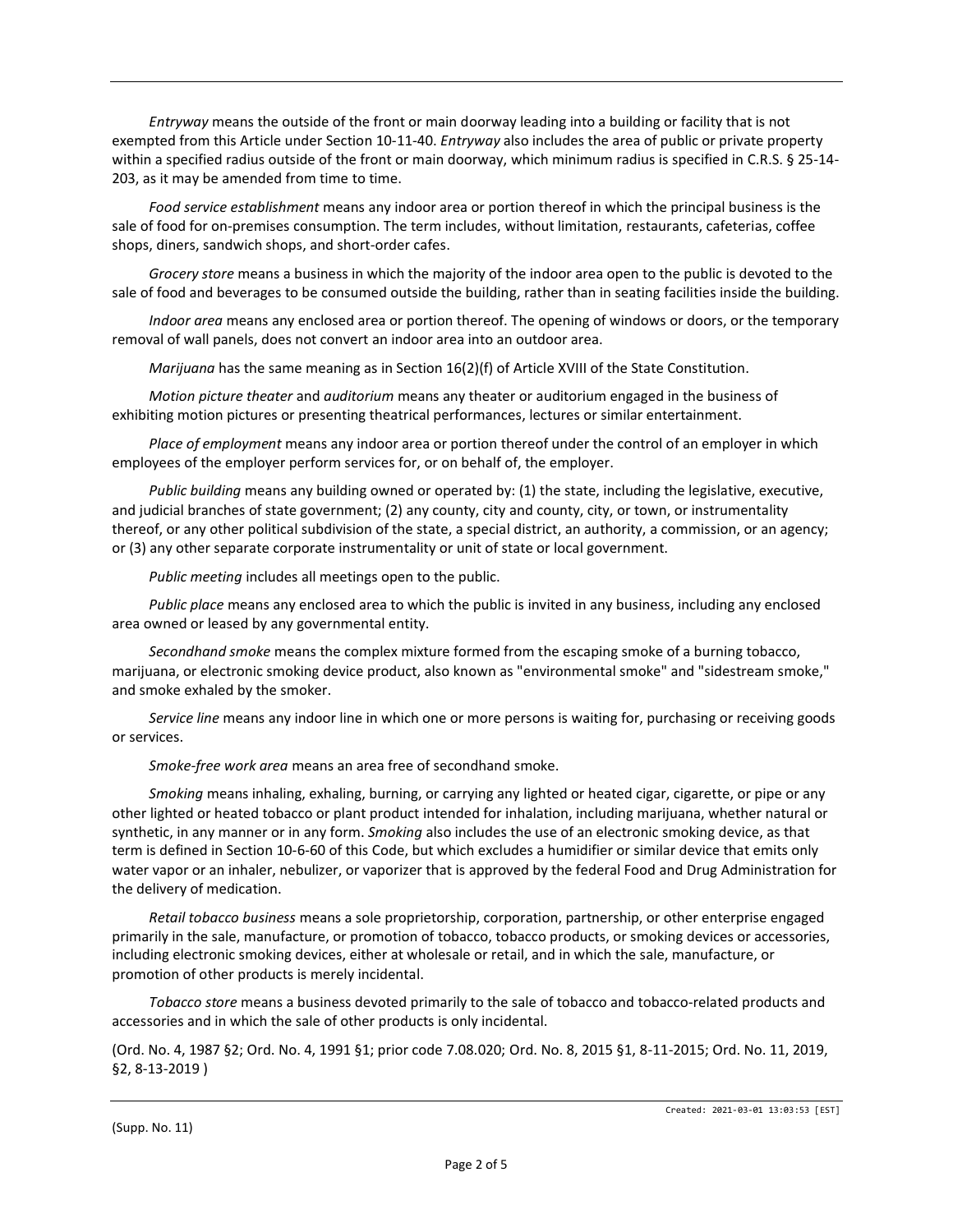*Entryway* means the outside of the front or main doorway leading into a building or facility that is not exempted from this Article under Section 10-11-40. *Entryway* also includes the area of public or private property within a specified radius outside of the front or main doorway, which minimum radius is specified in C.R.S. § 25-14-203, as it may be amended from time to time.

*Food service establishment* means any indoor area or portion thereof in which the principal business is the sale of food for on-premises consumption. The term includes, without limitation, restaurants, cafeterias, coffee shops, diners, sandwich shops, and short-order cafes.

*Grocery store* means a business in which the majority of the indoor area open to the public is devoted to the sale of food and beverages to be consumed outside the building, rather than in seating facilities inside the building.

*Indoor area* means any enclosed area or portion thereof. The opening of windows or doors, or the temporary removal of wall panels, does not convert an indoor area into an outdoor area.

*Marijuana* has the same meaning as in Section 16(2)(f) of Article XVIII of the State Constitution.

*Motion picture theater* and *auditorium* means any theater or auditorium engaged in the business of exhibiting motion pictures or presenting theatrical performances, lectures or similar entertainment.

*Place of employment* means any indoor area or portion thereof under the control of an employer in which employees of the employer perform services for, or on behalf of, the employer.

*Public building* means any building owned or operated by: (1) the state, including the legislative, executive, and judicial branches of state government; (2) any county, city and county, city, or town, or instrumentality thereof, or any other political subdivision of the state, a special district, an authority, a commission, or an agency; or (3) any other separate corporate instrumentality or unit of state or local government.

*Public meeting* includes all meetings open to the public.

*Public place* means any enclosed area to which the public is invited in any business, including any enclosed area owned or leased by any governmental entity.

*Secondhand smoke* means the complex mixture formed from the escaping smoke of a burning tobacco, marijuana, or electronic smoking device product, also known as "environmental smoke" and "sidestream smoke," and smoke exhaled by the smoker.

*Service line* means any indoor line in which one or more persons is waiting for, purchasing or receiving goods or services.

*Smoke-free work area* means an area free of secondhand smoke.

*Smoking* means inhaling, exhaling, burning, or carrying any lighted or heated cigar, cigarette, or pipe or any other lighted or heated tobacco or plant product intended for inhalation, including marijuana, whether natural or synthetic, in any manner or in any form. *Smoking* also includes the use of an electronic smoking device, as that term is defined in Section 10-6-60 of this Code, but which excludes a humidifier or similar device that emits only water vapor or an inhaler, nebulizer, or vaporizer that is approved by the federal Food and Drug Administration for the delivery of medication.

*Retail tobacco business* means a sole proprietorship, corporation, partnership, or other enterprise engaged primarily in the sale, manufacture, or promotion of tobacco, tobacco products, or smoking devices or accessories, including electronic smoking devices, either at wholesale or retail, and in which the sale, manufacture, or promotion of other products is merely incidental.

*Tobacco store* means a business devoted primarily to the sale of tobacco and tobacco-related products and accessories and in which the sale of other products is only incidental.

(Ord. No. 4, 1987 §2; Ord. No. 4, 1991 §1; prior code 7.08.020; Ord. No. 8, 2015 §1, 8-11-2015; Ord. No. 11, 2019, §2, 8-13-2019 )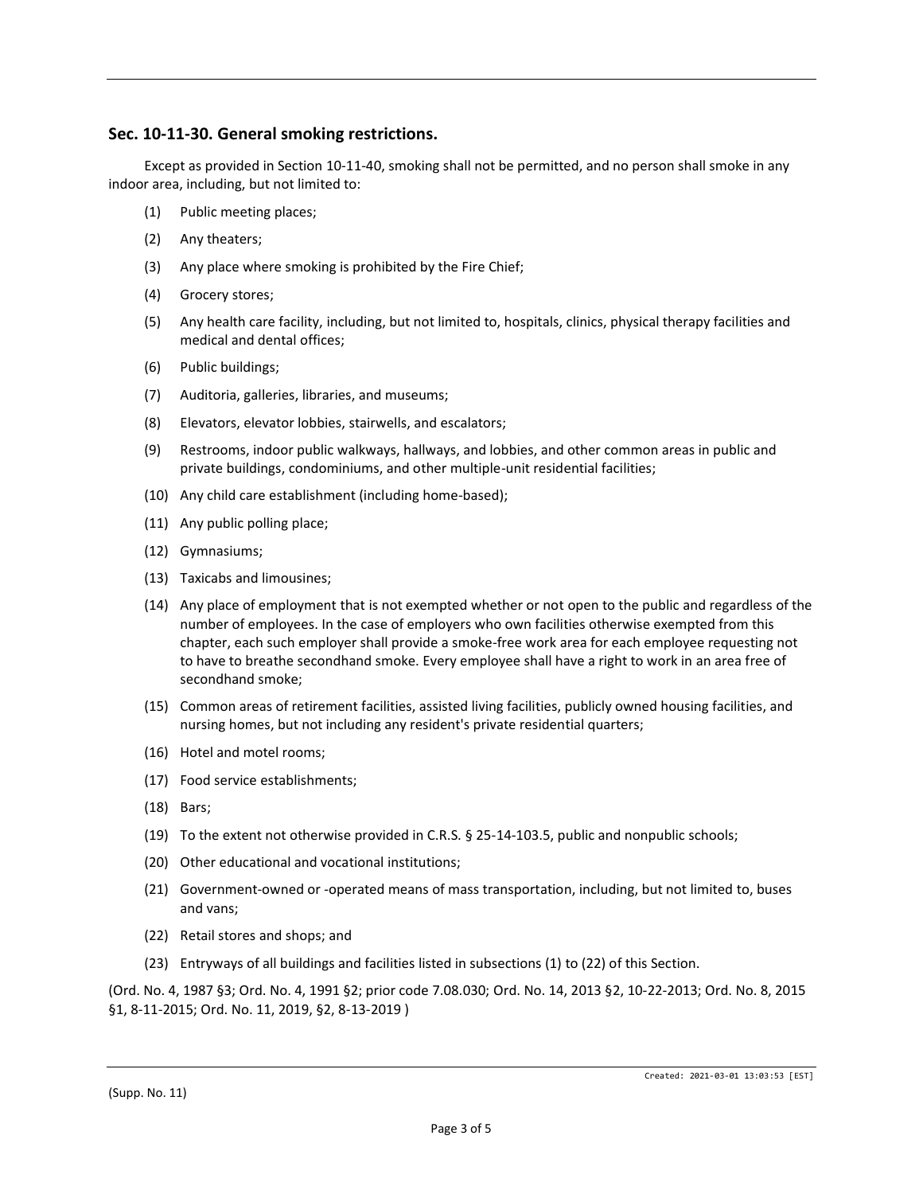## Sec. 10-11-30. General smoking restrictions.

Except as provided in Section 10-11-40, smoking shall not be permitted, and no person shall smoke in any indoor area, including, but not limited to:

(1) Public meeting places;

(2) Any theaters;

(3) Any place where smoking is prohibited by the Fire Chief;

(4) Grocery stores;

(5) Any health care facility, including, but not limited to, hospitals, clinics, physical therapy facilities and medical and dental offices;

(6) Public buildings;

(7) Auditoria, galleries, libraries, and museums;

(8) Elevators, elevator lobbies, stairwells, and escalators;

(9) Restrooms, indoor public walkways, hallways, and lobbies, and other common areas in public and private buildings, condominiums, and other multiple-unit residential facilities;

(10) Any child care establishment (including home-based);

(11) Any public polling place;

(12) Gymnasiums;

(13) Taxicabs and limousines;

(14) Any place of employment that is not exempted whether or not open to the public and regardless of the number of employees. In the case of employers who own facilities otherwise exempted from this chapter, each such employer shall provide a smoke-free work area for each employee requesting not to have to breathe secondhand smoke. Every employee shall have a right to work in an area free of secondhand smoke;

(15) Common areas of retirement facilities, assisted living facilities, publicly owned housing facilities, and nursing homes, but not including any resident's private residential quarters;

(16) Hotel and motel rooms;

(17) Food service establishments;

(18) Bars;

(19) To the extent not otherwise provided in C.R.S. § 25-14-103.5, public and nonpublic schools;

(20) Other educational and vocational institutions;

(21) Government-owned or -operated means of mass transportation, including, but not limited to, buses and vans;

(22) Retail stores and shops; and

(23) Entryways of all buildings and facilities listed in subsections (1) to (22) of this Section.

(Ord. No. 4, 1987 §3; Ord. No. 4, 1991 §2; prior code 7.08.030; Ord. No. 14, 2013 §2, 10-22-2013; Ord. No. 8, 2015 §1, 8-11-2015; Ord. No. 11, 2019, §2, 8-13-2019 )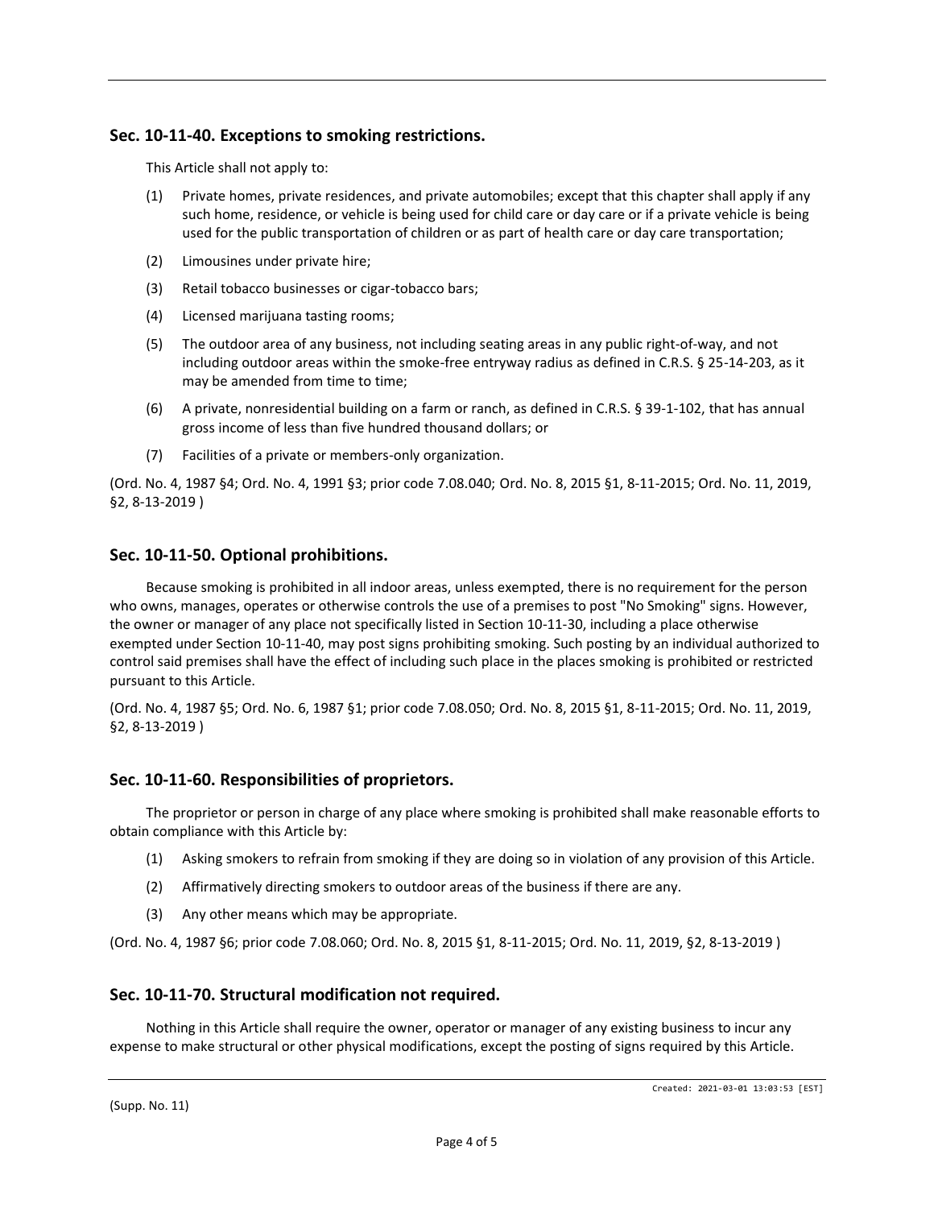## Sec. 10-11-40. Exceptions to smoking restrictions.

This Article shall not apply to:

(1) Private homes, private residences, and private automobiles; except that this chapter shall apply if any such home, residence, or vehicle is being used for child care or day care or if a private vehicle is being used for the public transportation of children or as part of health care or day care transportation;

(2) Limousines under private hire;

(3) Retail tobacco businesses or cigar-tobacco bars;

(4) Licensed marijuana tasting rooms;

(5) The outdoor area of any business, not including seating areas in any public right-of-way, and not including outdoor areas within the smoke-free entryway radius as defined in C.R.S. § 25-14-203, as it may be amended from time to time;

(6) A private, nonresidential building on a farm or ranch, as defined in C.R.S. § 39-1-102, that has annual gross income of less than five hundred thousand dollars; or

(7) Facilities of a private or members-only organization.

(Ord. No. 4, 1987 §4; Ord. No. 4, 1991 §3; prior code 7.08.040; Ord. No. 8, 2015 §1, 8-11-2015; Ord. No. 11, 2019, §2, 8-13-2019 )

## Sec. 10-11-50. Optional prohibitions.

Because smoking is prohibited in all indoor areas, unless exempted, there is no requirement for the person who owns, manages, operates or otherwise controls the use of a premises to post "No Smoking" signs. However, the owner or manager of any place not specifically listed in Section 10-11-30, including a place otherwise exempted under Section 10-11-40, may post signs prohibiting smoking. Such posting by an individual authorized to control said premises shall have the effect of including such place in the places smoking is prohibited or restricted pursuant to this Article.

(Ord. No. 4, 1987 §5; Ord. No. 6, 1987 §1; prior code 7.08.050; Ord. No. 8, 2015 §1, 8-11-2015; Ord. No. 11, 2019, §2, 8-13-2019 )

## Sec. 10-11-60. Responsibilities of proprietors.

The proprietor or person in charge of any place where smoking is prohibited shall make reasonable efforts to obtain compliance with this Article by:

(1) Asking smokers to refrain from smoking if they are doing so in violation of any provision of this Article.

(2) Affirmatively directing smokers to outdoor areas of the business if there are any.

(3) Any other means which may be appropriate.

(Ord. No. 4, 1987 §6; prior code 7.08.060; Ord. No. 8, 2015 §1, 8-11-2015; Ord. No. 11, 2019, §2, 8-13-2019 )

## Sec. 10-11-70. Structural modification not required.

Nothing in this Article shall require the owner, operator or manager of any existing business to incur any expense to make structural or other physical modifications, except the posting of signs required by this Article.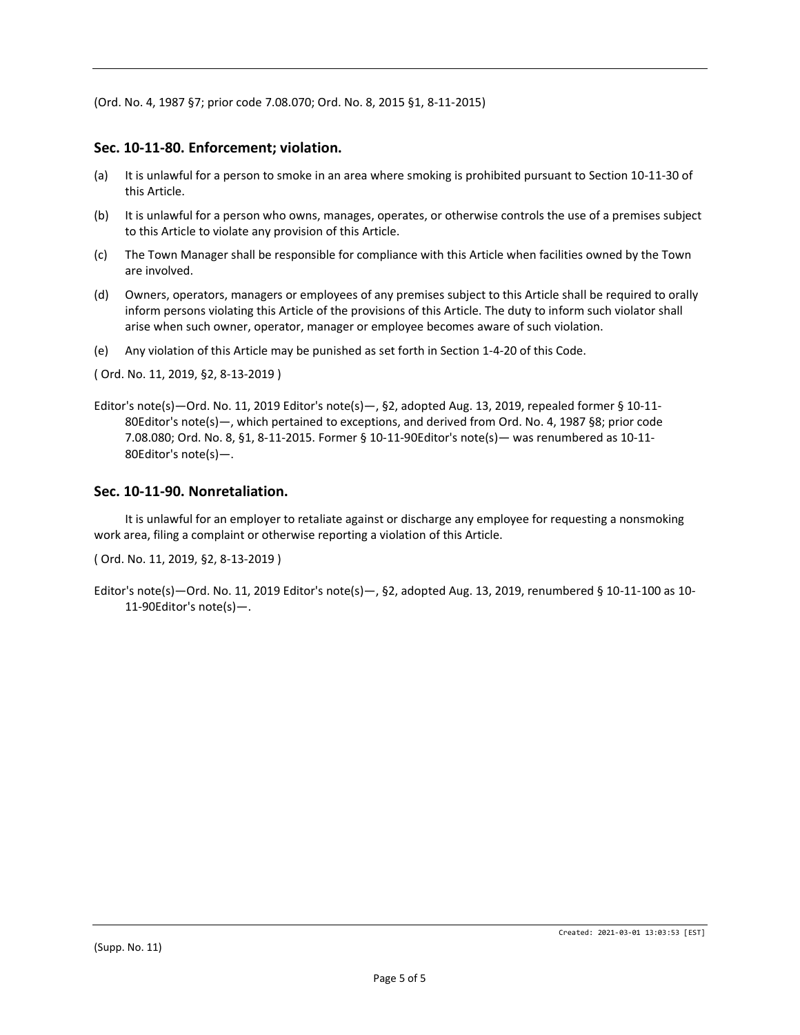(Ord. No. 4, 1987 §7; prior code 7.08.070; Ord. No. 8, 2015 §1, 8-11-2015)

### Sec. 10-11-80. Enforcement; violation.

(a) It is unlawful for a person to smoke in an area where smoking is prohibited pursuant to Section 10-11-30 of this Article.

(b) It is unlawful for a person who owns, manages, operates, or otherwise controls the use of a premises subject to this Article to violate any provision of this Article.

(c) The Town Manager shall be responsible for compliance with this Article when facilities owned by the Town are involved.

(d) Owners, operators, managers or employees of any premises subject to this Article shall be required to orally inform persons violating this Article of the provisions of this Article. The duty to inform such violator shall arise when such owner, operator, manager or employee becomes aware of such violation.

(e) Any violation of this Article may be punished as set forth in Section 1-4-20 of this Code.

( Ord. No. 11, 2019, §2, 8-13-2019 )

Editor's note(s)—Ord. No. 11, 2019 Editor's note(s)—, §2, adopted Aug. 13, 2019, repealed former § 10-11-80Editor's note(s)—, which pertained to exceptions, and derived from Ord. No. 4, 1987 §8; prior code 7.08.080; Ord. No. 8, §1, 8-11-2015. Former § 10-11-90Editor's note(s)— was renumbered as 10-11-80Editor's note(s)—.

### Sec. 10-11-90. Nonretaliation.

It is unlawful for an employer to retaliate against or discharge any employee for requesting a nonsmoking work area, filing a complaint or otherwise reporting a violation of this Article.

( Ord. No. 11, 2019, §2, 8-13-2019 )

Editor's note(s)—Ord. No. 11, 2019 Editor's note(s)—, §2, adopted Aug. 13, 2019, renumbered § 10-11-100 as 10-11-90Editor's note(s)—.